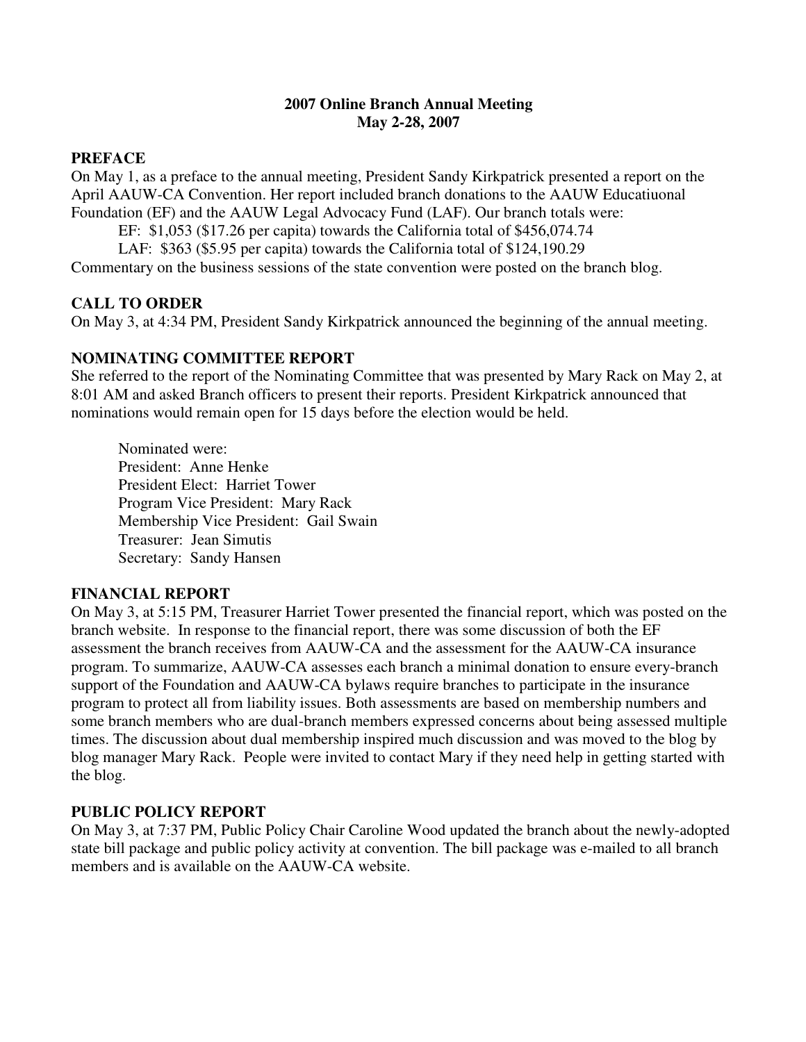**2007 Online Branch Annual Meeting**
**May 2-28, 2007**

## PREFACE

On May 1, as a preface to the annual meeting, President Sandy Kirkpatrick presented a report on the April AAUW-CA Convention. Her report included branch donations to the AAUW Educatiuonal Foundation (EF) and the AAUW Legal Advocacy Fund (LAF). Our branch totals were:

EF: $1,053 ($17.26 per capita) towards the California total of $456,074.74

LAF: $363 ($5.95 per capita) towards the California total of $124,190.29

Commentary on the business sessions of the state convention were posted on the branch blog.

## CALL TO ORDER

On May 3, at 4:34 PM, President Sandy Kirkpatrick announced the beginning of the annual meeting.

## NOMINATING COMMITTEE REPORT

She referred to the report of the Nominating Committee that was presented by Mary Rack on May 2, at 8:01 AM and asked Branch officers to present their reports. President Kirkpatrick announced that nominations would remain open for 15 days before the election would be held.

Nominated were:
President: Anne Henke
President Elect: Harriet Tower
Program Vice President: Mary Rack
Membership Vice President: Gail Swain
Treasurer: Jean Simutis
Secretary: Sandy Hansen

## FINANCIAL REPORT

On May 3, at 5:15 PM, Treasurer Harriet Tower presented the financial report, which was posted on the branch website. In response to the financial report, there was some discussion of both the EF assessment the branch receives from AAUW-CA and the assessment for the AAUW-CA insurance program. To summarize, AAUW-CA assesses each branch a minimal donation to ensure every-branch support of the Foundation and AAUW-CA bylaws require branches to participate in the insurance program to protect all from liability issues. Both assessments are based on membership numbers and some branch members who are dual-branch members expressed concerns about being assessed multiple times. The discussion about dual membership inspired much discussion and was moved to the blog by blog manager Mary Rack. People were invited to contact Mary if they need help in getting started with the blog.

## PUBLIC POLICY REPORT

On May 3, at 7:37 PM, Public Policy Chair Caroline Wood updated the branch about the newly-adopted state bill package and public policy activity at convention. The bill package was e-mailed to all branch members and is available on the AAUW-CA website.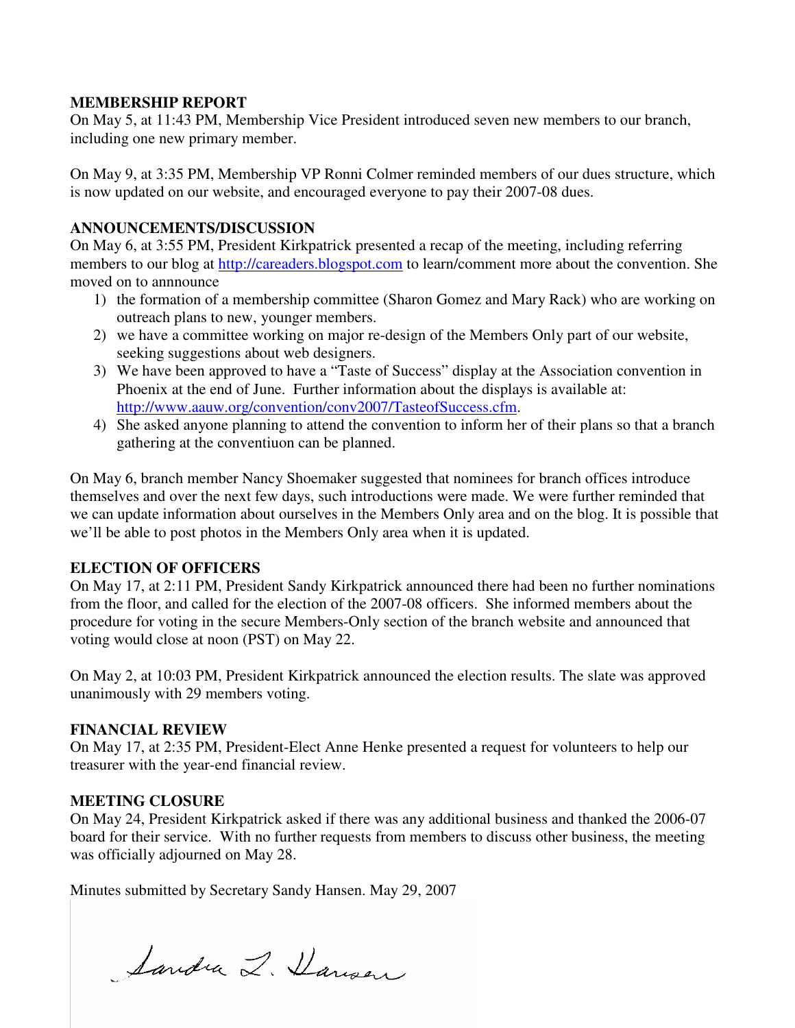**MEMBERSHIP REPORT**

On May 5, at 11:43 PM, Membership Vice President introduced seven new members to our branch, including one new primary member.

On May 9, at 3:35 PM, Membership VP Ronni Colmer reminded members of our dues structure, which is now updated on our website, and encouraged everyone to pay their 2007-08 dues.

**ANNOUNCEMENTS/DISCUSSION**

On May 6, at 3:55 PM, President Kirkpatrick presented a recap of the meeting, including referring members to our blog at http://careaders.blogspot.com to learn/comment more about the convention. She moved on to annnounce

1) the formation of a membership committee (Sharon Gomez and Mary Rack) who are working on outreach plans to new, younger members.
2) we have a committee working on major re-design of the Members Only part of our website, seeking suggestions about web designers.
3) We have been approved to have a "Taste of Success" display at the Association convention in Phoenix at the end of June. Further information about the displays is available at: http://www.aauw.org/convention/conv2007/TasteofSuccess.cfm.
4) She asked anyone planning to attend the convention to inform her of their plans so that a branch gathering at the conventiuon can be planned.

On May 6, branch member Nancy Shoemaker suggested that nominees for branch offices introduce themselves and over the next few days, such introductions were made. We were further reminded that we can update information about ourselves in the Members Only area and on the blog. It is possible that we'll be able to post photos in the Members Only area when it is updated.

**ELECTION OF OFFICERS**

On May 17, at 2:11 PM, President Sandy Kirkpatrick announced there had been no further nominations from the floor, and called for the election of the 2007-08 officers. She informed members about the procedure for voting in the secure Members-Only section of the branch website and announced that voting would close at noon (PST) on May 22.

On May 2, at 10:03 PM, President Kirkpatrick announced the election results. The slate was approved unanimously with 29 members voting.

**FINANCIAL REVIEW**

On May 17, at 2:35 PM, President-Elect Anne Henke presented a request for volunteers to help our treasurer with the year-end financial review.

**MEETING CLOSURE**

On May 24, President Kirkpatrick asked if there was any additional business and thanked the 2006-07 board for their service. With no further requests from members to discuss other business, the meeting was officially adjourned on May 28.

Minutes submitted by Secretary Sandy Hansen. May 29, 2007

Sandra L. Hansen